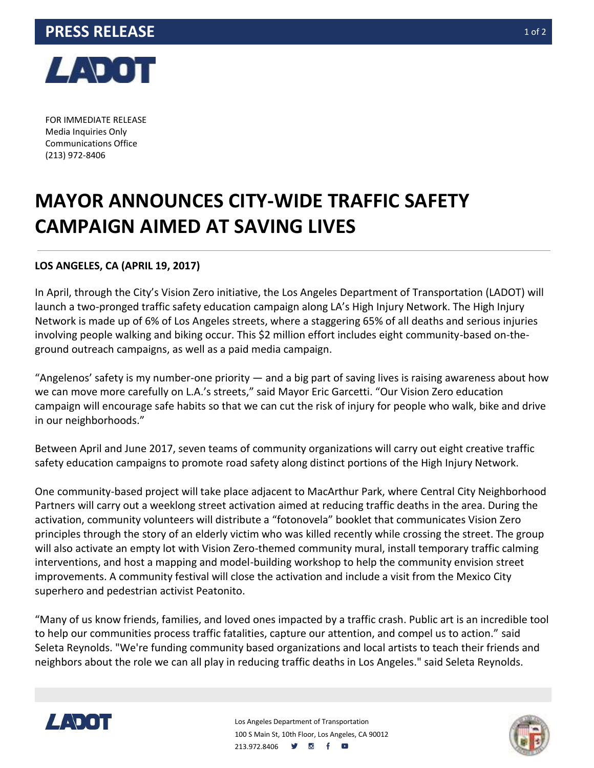**PRESS RELEASE**

FOR IMMEDIATE RELEASE
Media Inquiries Only
Communications Office
(213) 972-8406

# MAYOR ANNOUNCES CITY-WIDE TRAFFIC SAFETY CAMPAIGN AIMED AT SAVING LIVES

**LOS ANGELES, CA (APRIL 19, 2017)**

In April, through the City's Vision Zero initiative, the Los Angeles Department of Transportation (LADOT) will launch a two-pronged traffic safety education campaign along LA's High Injury Network. The High Injury Network is made up of 6% of Los Angeles streets, where a staggering 65% of all deaths and serious injuries involving people walking and biking occur. This $2 million effort includes eight community-based on-the-ground outreach campaigns, as well as a paid media campaign.

"Angelenos' safety is my number-one priority — and a big part of saving lives is raising awareness about how we can move more carefully on L.A.'s streets," said Mayor Eric Garcetti. "Our Vision Zero education campaign will encourage safe habits so that we can cut the risk of injury for people who walk, bike and drive in our neighborhoods."

Between April and June 2017, seven teams of community organizations will carry out eight creative traffic safety education campaigns to promote road safety along distinct portions of the High Injury Network.

One community-based project will take place adjacent to MacArthur Park, where Central City Neighborhood Partners will carry out a weeklong street activation aimed at reducing traffic deaths in the area. During the activation, community volunteers will distribute a "fotonovela" booklet that communicates Vision Zero principles through the story of an elderly victim who was killed recently while crossing the street. The group will also activate an empty lot with Vision Zero-themed community mural, install temporary traffic calming interventions, and host a mapping and model-building workshop to help the community envision street improvements. A community festival will close the activation and include a visit from the Mexico City superhero and pedestrian activist Peatonito.

"Many of us know friends, families, and loved ones impacted by a traffic crash. Public art is an incredible tool to help our communities process traffic fatalities, capture our attention, and compel us to action." said Seleta Reynolds. "We're funding community based organizations and local artists to teach their friends and neighbors about the role we can all play in reducing traffic deaths in Los Angeles." said Seleta Reynolds.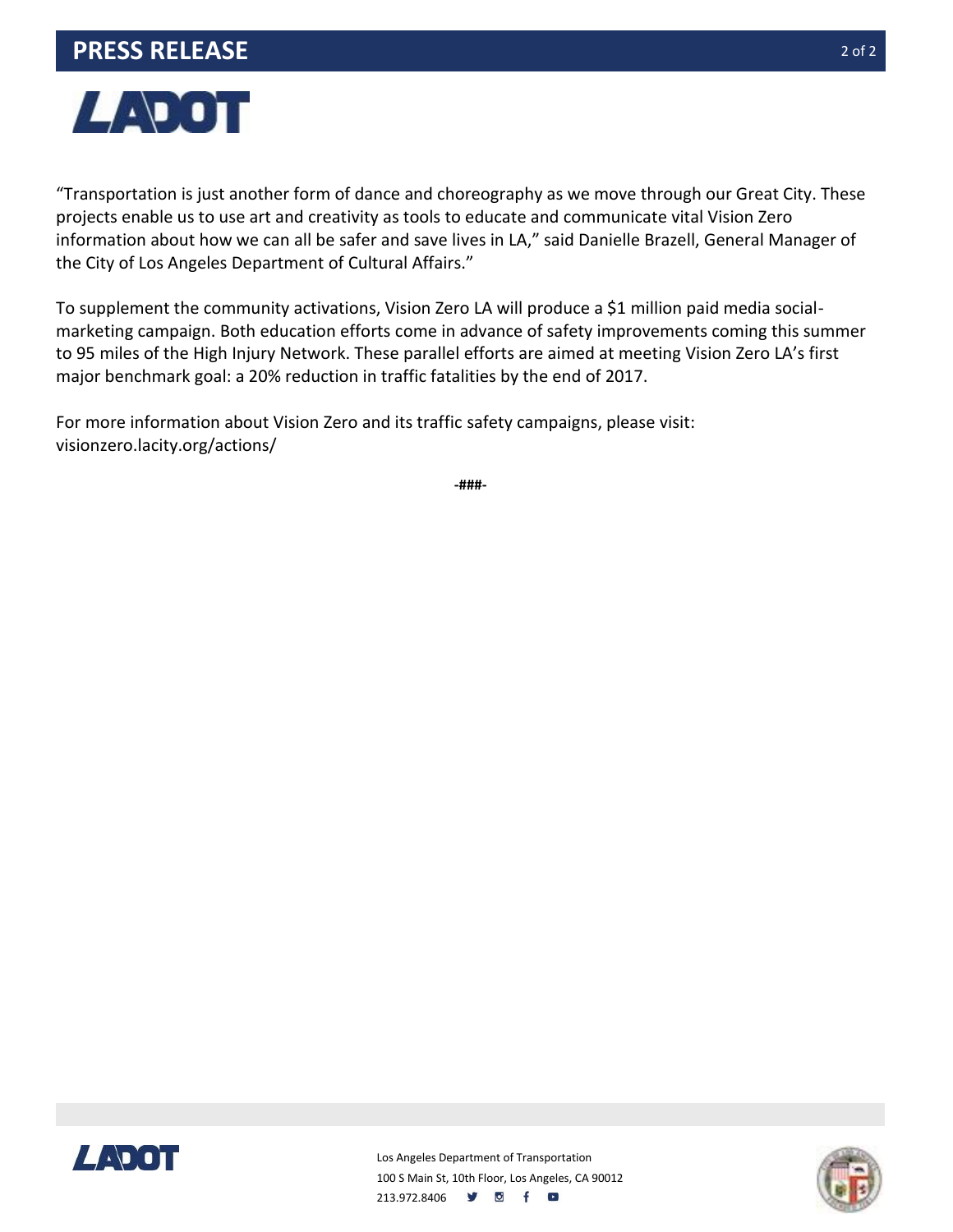"Transportation is just another form of dance and choreography as we move through our Great City. These projects enable us to use art and creativity as tools to educate and communicate vital Vision Zero information about how we can all be safer and save lives in LA," said Danielle Brazell, General Manager of the City of Los Angeles Department of Cultural Affairs."

To supplement the community activations, Vision Zero LA will produce a $1 million paid media social-marketing campaign. Both education efforts come in advance of safety improvements coming this summer to 95 miles of the High Injury Network. These parallel efforts are aimed at meeting Vision Zero LA's first major benchmark goal: a 20% reduction in traffic fatalities by the end of 2017.

For more information about Vision Zero and its traffic safety campaigns, please visit: visionzero.lacity.org/actions/

**-###-**